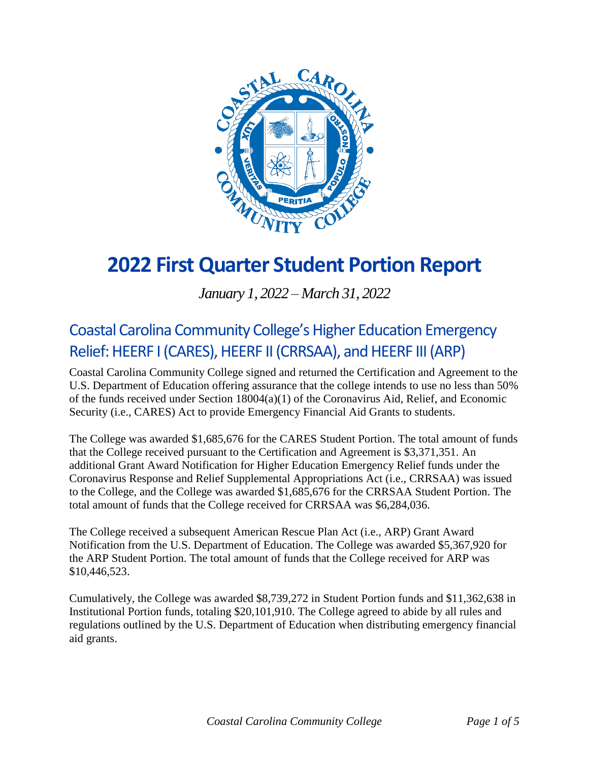# 2022 First Quarter Student Portion Report

*January 1, 2022 – March 31, 2022*

## Coastal Carolina Community College's Higher Education Emergency Relief: HEERF I (CARES), HEERF II (CRRSAA), and HEERF III (ARP)

Coastal Carolina Community College signed and returned the Certification and Agreement to the U.S. Department of Education offering assurance that the college intends to use no less than 50% of the funds received under Section 18004(a)(1) of the Coronavirus Aid, Relief, and Economic Security (i.e., CARES) Act to provide Emergency Financial Aid Grants to students.

The College was awarded $1,685,676 for the CARES Student Portion. The total amount of funds that the College received pursuant to the Certification and Agreement is $3,371,351. An additional Grant Award Notification for Higher Education Emergency Relief funds under the Coronavirus Response and Relief Supplemental Appropriations Act (i.e., CRRSAA) was issued to the College, and the College was awarded $1,685,676 for the CRRSAA Student Portion. The total amount of funds that the College received for CRRSAA was $6,284,036.

The College received a subsequent American Rescue Plan Act (i.e., ARP) Grant Award Notification from the U.S. Department of Education. The College was awarded $5,367,920 for the ARP Student Portion. The total amount of funds that the College received for ARP was $10,446,523.

Cumulatively, the College was awarded $8,739,272 in Student Portion funds and $11,362,638 in Institutional Portion funds, totaling $20,101,910. The College agreed to abide by all rules and regulations outlined by the U.S. Department of Education when distributing emergency financial aid grants.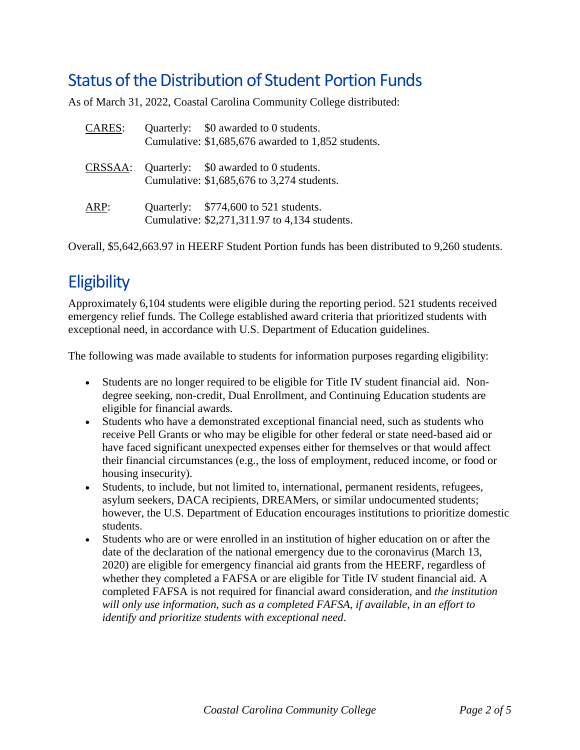## Status of the Distribution of Student Portion Funds

As of March 31, 2022, Coastal Carolina Community College distributed:

<u>CARES</u>: Quarterly: $0 awarded to 0 students.
Cumulative: $1,685,676 awarded to 1,852 students.

<u>CRSSAA</u>: Quarterly: $0 awarded to 0 students.
Cumulative: $1,685,676 to 3,274 students.

<u>ARP</u>: Quarterly: $774,600 to 521 students.
Cumulative: $2,271,311.97 to 4,134 students.

Overall, $5,642,663.97 in HEERF Student Portion funds has been distributed to 9,260 students.

## Eligibility

Approximately 6,104 students were eligible during the reporting period. 521 students received emergency relief funds. The College established award criteria that prioritized students with exceptional need, in accordance with U.S. Department of Education guidelines.

The following was made available to students for information purposes regarding eligibility:

- Students are no longer required to be eligible for Title IV student financial aid. Non-degree seeking, non-credit, Dual Enrollment, and Continuing Education students are eligible for financial awards.
- Students who have a demonstrated exceptional financial need, such as students who receive Pell Grants or who may be eligible for other federal or state need-based aid or have faced significant unexpected expenses either for themselves or that would affect their financial circumstances (e.g., the loss of employment, reduced income, or food or housing insecurity).
- Students, to include, but not limited to, international, permanent residents, refugees, asylum seekers, DACA recipients, DREAMers, or similar undocumented students; however, the U.S. Department of Education encourages institutions to prioritize domestic students.
- Students who are or were enrolled in an institution of higher education on or after the date of the declaration of the national emergency due to the coronavirus (March 13, 2020) are eligible for emergency financial aid grants from the HEERF, regardless of whether they completed a FAFSA or are eligible for Title IV student financial aid. A completed FAFSA is not required for financial award consideration, and *the institution will only use information, such as a completed FAFSA, if available, in an effort to identify and prioritize students with exceptional need*.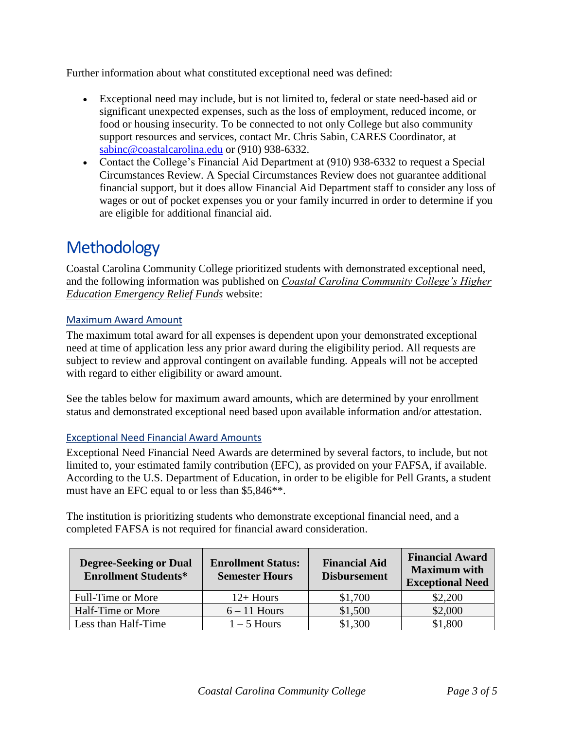Further information about what constituted exceptional need was defined:

- Exceptional need may include, but is not limited to, federal or state need-based aid or significant unexpected expenses, such as the loss of employment, reduced income, or food or housing insecurity. To be connected to not only College but also community support resources and services, contact Mr. Chris Sabin, CARES Coordinator, at sabinc@coastalcarolina.edu or (910) 938-6332.
- Contact the College's Financial Aid Department at (910) 938-6332 to request a Special Circumstances Review. A Special Circumstances Review does not guarantee additional financial support, but it does allow Financial Aid Department staff to consider any loss of wages or out of pocket expenses you or your family incurred in order to determine if you are eligible for additional financial aid.

# Methodology

Coastal Carolina Community College prioritized students with demonstrated exceptional need, and the following information was published on *Coastal Carolina Community College's Higher Education Emergency Relief Funds* website:

### Maximum Award Amount

The maximum total award for all expenses is dependent upon your demonstrated exceptional need at time of application less any prior award during the eligibility period. All requests are subject to review and approval contingent on available funding. Appeals will not be accepted with regard to either eligibility or award amount.

See the tables below for maximum award amounts, which are determined by your enrollment status and demonstrated exceptional need based upon available information and/or attestation.

### Exceptional Need Financial Award Amounts

Exceptional Need Financial Need Awards are determined by several factors, to include, but not limited to, your estimated family contribution (EFC), as provided on your FAFSA, if available. According to the U.S. Department of Education, in order to be eligible for Pell Grants, a student must have an EFC equal to or less than $5,846**.

The institution is prioritizing students who demonstrate exceptional financial need, and a completed FAFSA is not required for financial award consideration.

| Degree-Seeking or Dual Enrollment Students* | Enrollment Status: Semester Hours | Financial Aid Disbursement | Financial Award Maximum with Exceptional Need |
|---|---|---|---|
| Full-Time or More | 12+ Hours | $1,700 | $2,200 |
| Half-Time or More | 6 – 11 Hours | $1,500 | $2,000 |
| Less than Half-Time | 1 – 5 Hours | $1,300 | $1,800 |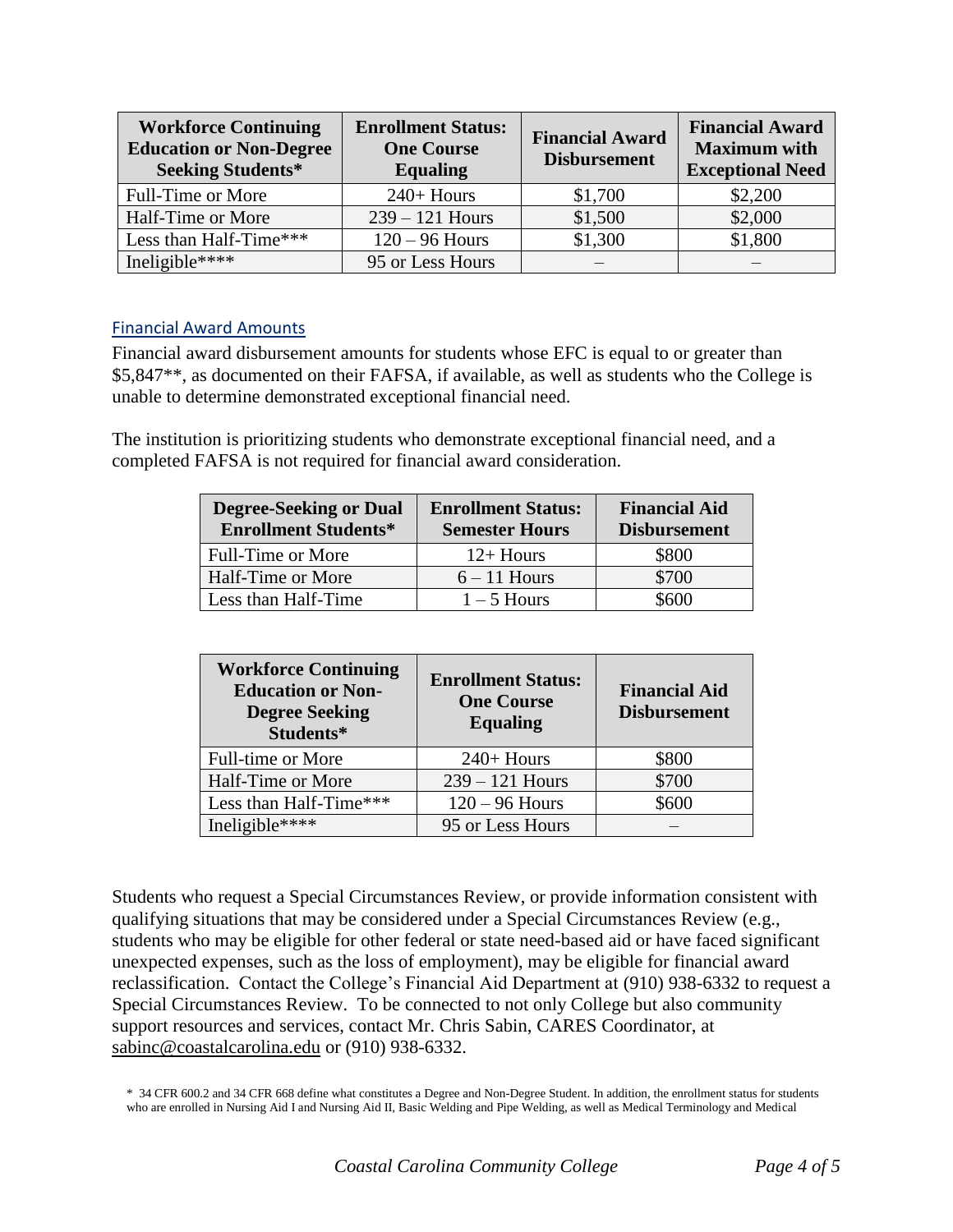| Workforce Continuing Education or Non-Degree Seeking Students* | Enrollment Status: One Course Equaling | Financial Award Disbursement | Financial Award Maximum with Exceptional Need |
|---|---|---|---|
| Full-Time or More | 240+ Hours | $1,700 | $2,200 |
| Half-Time or More | 239 – 121 Hours | $1,500 | $2,000 |
| Less than Half-Time*** | 120 – 96 Hours | $1,300 | $1,800 |
| Ineligible**** | 95 or Less Hours | – | – |

### Financial Award Amounts

Financial award disbursement amounts for students whose EFC is equal to or greater than $5,847**, as documented on their FAFSA, if available, as well as students who the College is unable to determine demonstrated exceptional financial need.

The institution is prioritizing students who demonstrate exceptional financial need, and a completed FAFSA is not required for financial award consideration.

| Degree-Seeking or Dual Enrollment Students* | Enrollment Status: Semester Hours | Financial Aid Disbursement |
|---|---|---|
| Full-Time or More | 12+ Hours | $800 |
| Half-Time or More | 6 – 11 Hours | $700 |
| Less than Half-Time | 1 – 5 Hours | $600 |

| Workforce Continuing Education or Non-Degree Seeking Students* | Enrollment Status: One Course Equaling | Financial Aid Disbursement |
|---|---|---|
| Full-time or More | 240+ Hours | $800 |
| Half-Time or More | 239 – 121 Hours | $700 |
| Less than Half-Time*** | 120 – 96 Hours | $600 |
| Ineligible**** | 95 or Less Hours | – |

Students who request a Special Circumstances Review, or provide information consistent with qualifying situations that may be considered under a Special Circumstances Review (e.g., students who may be eligible for other federal or state need-based aid or have faced significant unexpected expenses, such as the loss of employment), may be eligible for financial award reclassification. Contact the College's Financial Aid Department at (910) 938-6332 to request a Special Circumstances Review. To be connected to not only College but also community support resources and services, contact Mr. Chris Sabin, CARES Coordinator, at sabinc@coastalcarolina.edu or (910) 938-6332.

\* 34 CFR 600.2 and 34 CFR 668 define what constitutes a Degree and Non-Degree Student. In addition, the enrollment status for students who are enrolled in Nursing Aid I and Nursing Aid II, Basic Welding and Pipe Welding, as well as Medical Terminology and Medical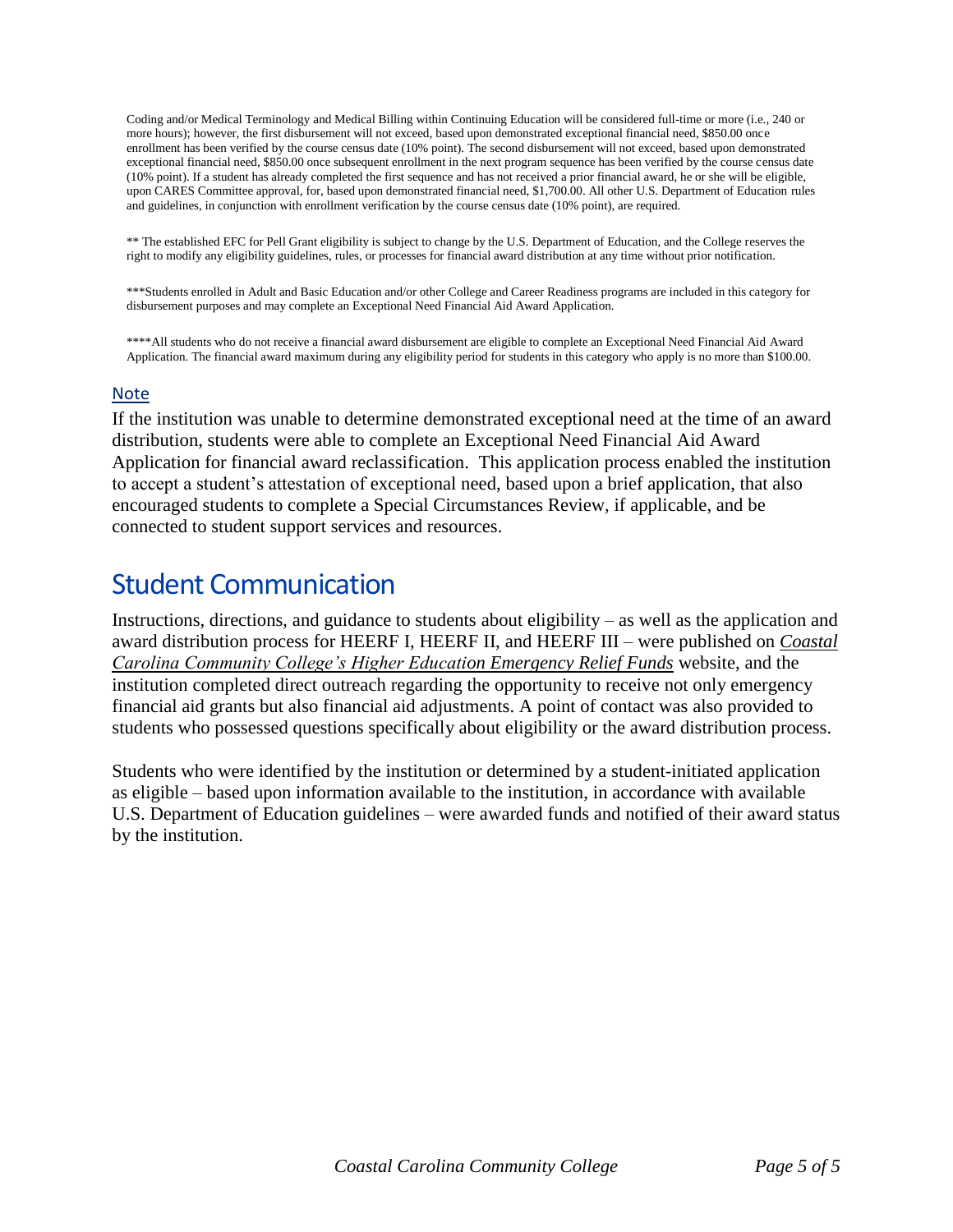Coding and/or Medical Terminology and Medical Billing within Continuing Education will be considered full-time or more (i.e., 240 or more hours); however, the first disbursement will not exceed, based upon demonstrated exceptional financial need, $850.00 once enrollment has been verified by the course census date (10% point). The second disbursement will not exceed, based upon demonstrated exceptional financial need, $850.00 once subsequent enrollment in the next program sequence has been verified by the course census date (10% point). If a student has already completed the first sequence and has not received a prior financial award, he or she will be eligible, upon CARES Committee approval, for, based upon demonstrated financial need, $1,700.00. All other U.S. Department of Education rules and guidelines, in conjunction with enrollment verification by the course census date (10% point), are required.

** The established EFC for Pell Grant eligibility is subject to change by the U.S. Department of Education, and the College reserves the right to modify any eligibility guidelines, rules, or processes for financial award distribution at any time without prior notification.

***Students enrolled in Adult and Basic Education and/or other College and Career Readiness programs are included in this category for disbursement purposes and may complete an Exceptional Need Financial Aid Award Application.

****All students who do not receive a financial award disbursement are eligible to complete an Exceptional Need Financial Aid Award Application. The financial award maximum during any eligibility period for students in this category who apply is no more than $100.00.

### Note

If the institution was unable to determine demonstrated exceptional need at the time of an award distribution, students were able to complete an Exceptional Need Financial Aid Award Application for financial award reclassification. This application process enabled the institution to accept a student's attestation of exceptional need, based upon a brief application, that also encouraged students to complete a Special Circumstances Review, if applicable, and be connected to student support services and resources.

## Student Communication

Instructions, directions, and guidance to students about eligibility – as well as the application and award distribution process for HEERF I, HEERF II, and HEERF III – were published on *Coastal Carolina Community College's Higher Education Emergency Relief Funds* website, and the institution completed direct outreach regarding the opportunity to receive not only emergency financial aid grants but also financial aid adjustments. A point of contact was also provided to students who possessed questions specifically about eligibility or the award distribution process.

Students who were identified by the institution or determined by a student-initiated application as eligible – based upon information available to the institution, in accordance with available U.S. Department of Education guidelines – were awarded funds and notified of their award status by the institution.